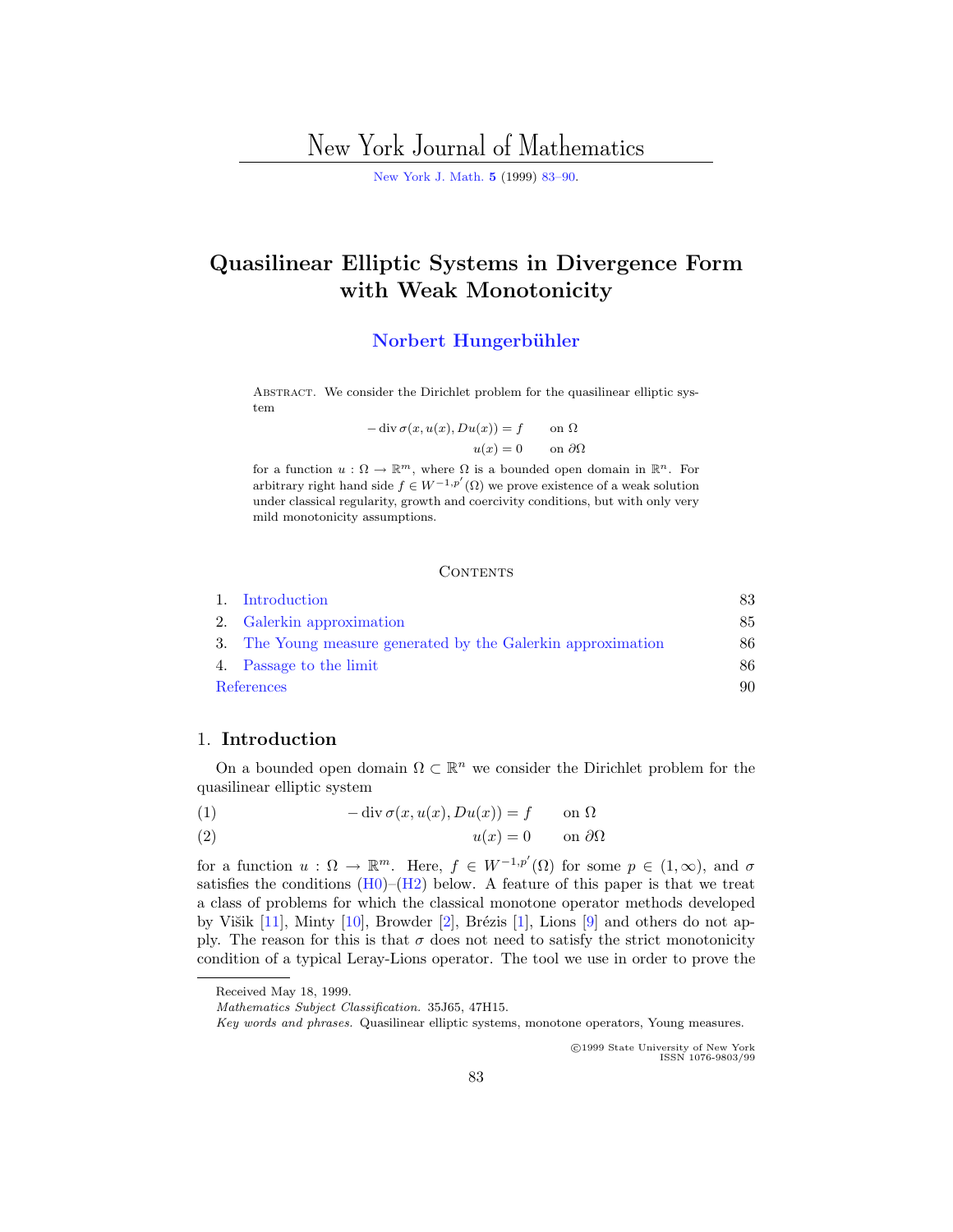# Quasilinear Elliptic Systems in Divergence Form with Weak Monotonicity

**Norbert Hungerbühler**

Abstract. We consider the Dirichlet problem for the quasilinear elliptic system

$$
\begin{aligned}
-\operatorname{div} \sigma(x, u(x), Du(x)) &= f \qquad \text{on } \Omega \\
u(x) &= 0 \qquad \text{on } \partial\Omega
\end{aligned}
$$

for a function $u : \Omega \to \mathbb{R}^m$, where $\Omega$ is a bounded open domain in $\mathbb{R}^n$. For arbitrary right hand side $f \in W^{-1,p'}(\Omega)$ we prove existence of a weak solution under classical regularity, growth and coercivity conditions, but with only very mild monotonicity assumptions.

## Contents

1. Introduction — 83
2. Galerkin approximation — 85
3. The Young measure generated by the Galerkin approximation — 86
4. Passage to the limit — 86

References — 90

## 1. Introduction

On a bounded open domain $\Omega \subset \mathbb{R}^n$ we consider the Dirichlet problem for the quasilinear elliptic system

$$
-\operatorname{div} \sigma(x, u(x), Du(x)) = f \qquad \text{on } \Omega \tag{1}
$$

$$
u(x) = 0 \qquad \text{on } \partial\Omega \tag{2}
$$

for a function $u : \Omega \to \mathbb{R}^m$. Here, $f \in W^{-1,p'}(\Omega)$ for some $p \in (1, \infty)$, and $\sigma$ satisfies the conditions (H0)–(H2) below. A feature of this paper is that we treat a class of problems for which the classical monotone operator methods developed by Višik [11], Minty [10], Browder [2], Brézis [1], Lions [9] and others do not apply. The reason for this is that $\sigma$ does not need to satisfy the strict monotonicity condition of a typical Leray-Lions operator. The tool we use in order to prove the

Received May 18, 1999.

*Mathematics Subject Classification.* 35J65, 47H15.

*Key words and phrases.* Quasilinear elliptic systems, monotone operators, Young measures.

©1999 State University of New York
ISSN 1076-9803/99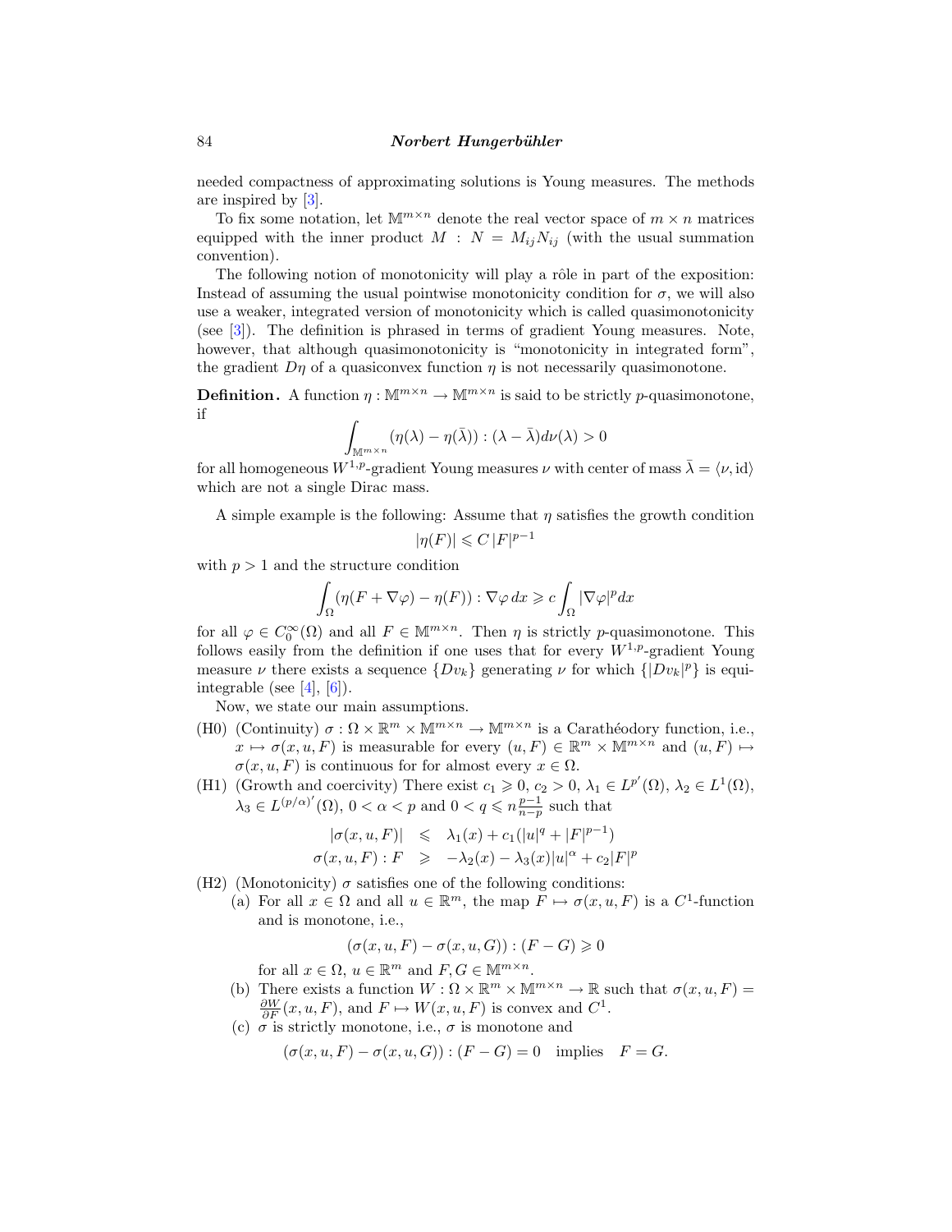needed compactness of approximating solutions is Young measures. The methods are inspired by [3].

To fix some notation, let $\mathbb{M}^{m\times n}$ denote the real vector space of $m \times n$ matrices equipped with the inner product $M : N = M_{ij}N_{ij}$ (with the usual summation convention).

The following notion of monotonicity will play a rôle in part of the exposition: Instead of assuming the usual pointwise monotonicity condition for $\sigma$, we will also use a weaker, integrated version of monotonicity which is called quasimonotonicity (see [3]). The definition is phrased in terms of gradient Young measures. Note, however, that although quasimonotonicity is "monotonicity in integrated form", the gradient $D\eta$ of a quasiconvex function $\eta$ is not necessarily quasimonotone.

**Definition.** A function $\eta : \mathbb{M}^{m\times n} \to \mathbb{M}^{m\times n}$ is said to be strictly $p$-quasimonotone, if

$$\int_{\mathbb{M}^{m\times n}} (\eta(\lambda) - \eta(\bar{\lambda})) : (\lambda - \bar{\lambda}) d\nu(\lambda) > 0$$

for all homogeneous $W^{1,p}$-gradient Young measures $\nu$ with center of mass $\bar{\lambda} = \langle \nu, \mathrm{id}\rangle$ which are not a single Dirac mass.

A simple example is the following: Assume that $\eta$ satisfies the growth condition

$$|\eta(F)| \leqslant C\,|F|^{p-1}$$

with $p > 1$ and the structure condition

$$\int_\Omega (\eta(F + \nabla\varphi) - \eta(F)) : \nabla\varphi\, dx \geqslant c \int_\Omega |\nabla\varphi|^p dx$$

for all $\varphi \in C_0^\infty(\Omega)$ and all $F \in \mathbb{M}^{m\times n}$. Then $\eta$ is strictly $p$-quasimonotone. This follows easily from the definition if one uses that for every $W^{1,p}$-gradient Young measure $\nu$ there exists a sequence $\{Dv_k\}$ generating $\nu$ for which $\{|Dv_k|^p\}$ is equi-integrable (see [4], [6]).

Now, we state our main assumptions.

(H0) (Continuity) $\sigma : \Omega \times \mathbb{R}^m \times \mathbb{M}^{m\times n} \to \mathbb{M}^{m\times n}$ is a Carathéodory function, i.e., $x \mapsto \sigma(x, u, F)$ is measurable for every $(u, F) \in \mathbb{R}^m \times \mathbb{M}^{m\times n}$ and $(u, F) \mapsto \sigma(x, u, F)$ is continuous for for almost every $x \in \Omega$.

(H1) (Growth and coercivity) There exist $c_1 \geqslant 0$, $c_2 > 0$, $\lambda_1 \in L^{p'}(\Omega)$, $\lambda_2 \in L^1(\Omega)$, $\lambda_3 \in L^{(p/\alpha)'}(\Omega)$, $0 < \alpha < p$ and $0 < q \leqslant n\frac{p-1}{n-p}$ such that

$$\begin{aligned} |\sigma(x, u, F)| &\leqslant \lambda_1(x) + c_1(|u|^q + |F|^{p-1}) \\ \sigma(x, u, F) : F &\geqslant -\lambda_2(x) - \lambda_3(x)|u|^\alpha + c_2|F|^p \end{aligned}$$

(H2) (Monotonicity) $\sigma$ satisfies one of the following conditions:

(a) For all $x \in \Omega$ and all $u \in \mathbb{R}^m$, the map $F \mapsto \sigma(x, u, F)$ is a $C^1$-function and is monotone, i.e.,

$$(\sigma(x, u, F) - \sigma(x, u, G)) : (F - G) \geqslant 0$$

for all $x \in \Omega$, $u \in \mathbb{R}^m$ and $F, G \in \mathbb{M}^{m\times n}$.

(b) There exists a function $W : \Omega \times \mathbb{R}^m \times \mathbb{M}^{m\times n} \to \mathbb{R}$ such that $\sigma(x, u, F) = \frac{\partial W}{\partial F}(x, u, F)$, and $F \mapsto W(x, u, F)$ is convex and $C^1$.

(c) $\sigma$ is strictly monotone, i.e., $\sigma$ is monotone and

$$(\sigma(x, u, F) - \sigma(x, u, G)) : (F - G) = 0 \quad \text{implies} \quad F = G.$$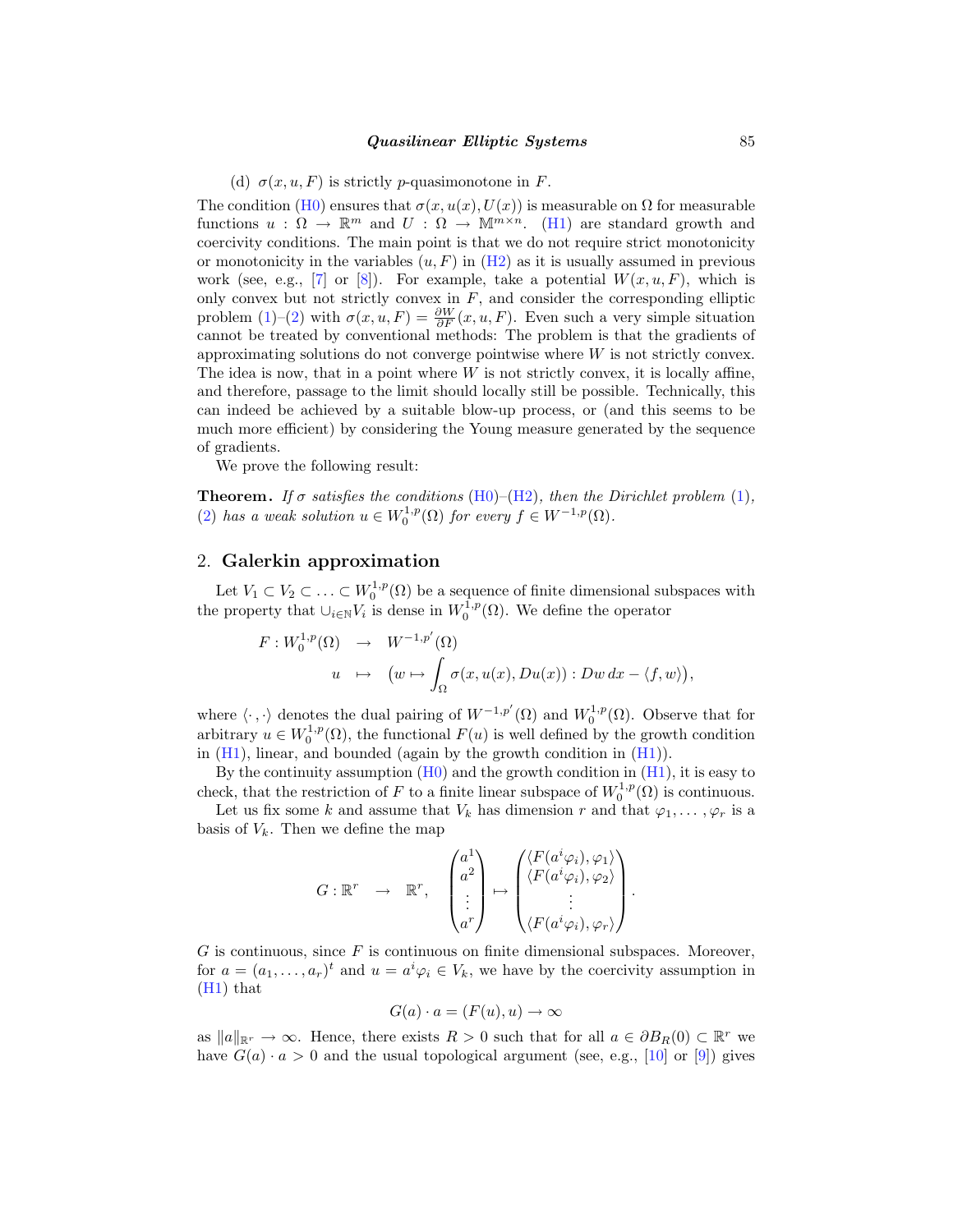(d) $\sigma(x, u, F)$ is strictly $p$-quasimonotone in $F$.

The condition (H0) ensures that $\sigma(x, u(x), U(x))$ is measurable on $\Omega$ for measurable functions $u : \Omega \to \mathbb{R}^m$ and $U : \Omega \to \mathbb{M}^{m\times n}$. (H1) are standard growth and coercivity conditions. The main point is that we do not require strict monotonicity or monotonicity in the variables $(u, F)$ in (H2) as it is usually assumed in previous work (see, e.g., [7] or [8]). For example, take a potential $W(x, u, F)$, which is only convex but not strictly convex in $F$, and consider the corresponding elliptic problem (1)–(2) with $\sigma(x, u, F) = \frac{\partial W}{\partial F}(x, u, F)$. Even such a very simple situation cannot be treated by conventional methods: The problem is that the gradients of approximating solutions do not converge pointwise where $W$ is not strictly convex. The idea is now, that in a point where $W$ is not strictly convex, it is locally affine, and therefore, passage to the limit should locally still be possible. Technically, this can indeed be achieved by a suitable blow-up process, or (and this seems to be much more efficient) by considering the Young measure generated by the sequence of gradients.

We prove the following result:

**Theorem.** *If $\sigma$ satisfies the conditions (H0)–(H2), then the Dirichlet problem (1), (2) has a weak solution $u \in W_0^{1,p}(\Omega)$ for every $f \in W^{-1,p}(\Omega)$.*

## 2. Galerkin approximation

Let $V_1 \subset V_2 \subset \ldots \subset W_0^{1,p}(\Omega)$ be a sequence of finite dimensional subspaces with the property that $\cup_{i\in\mathbb{N}} V_i$ is dense in $W_0^{1,p}(\Omega)$. We define the operator

$$
\begin{aligned}
F : W_0^{1,p}(\Omega) &\to W^{-1,p'}(\Omega) \\
u &\mapsto \Big(w \mapsto \int_\Omega \sigma(x, u(x), Du(x)) : Dw \, dx - \langle f, w\rangle\Big),
\end{aligned}
$$

where $\langle \cdot , \cdot \rangle$ denotes the dual pairing of $W^{-1,p'}(\Omega)$ and $W_0^{1,p}(\Omega)$. Observe that for arbitrary $u \in W_0^{1,p}(\Omega)$, the functional $F(u)$ is well defined by the growth condition in (H1), linear, and bounded (again by the growth condition in (H1)).

By the continuity assumption (H0) and the growth condition in (H1), it is easy to check, that the restriction of $F$ to a finite linear subspace of $W_0^{1,p}(\Omega)$ is continuous.

Let us fix some $k$ and assume that $V_k$ has dimension $r$ and that $\varphi_1, \ldots , \varphi_r$ is a basis of $V_k$. Then we define the map

$$
G : \mathbb{R}^r \to \mathbb{R}^r, \quad \begin{pmatrix} a^1 \\ a^2 \\ \vdots \\ a^r \end{pmatrix} \mapsto \begin{pmatrix} \langle F(a^i\varphi_i), \varphi_1\rangle \\ \langle F(a^i\varphi_i), \varphi_2\rangle \\ \vdots \\ \langle F(a^i\varphi_i), \varphi_r\rangle \end{pmatrix}.
$$

$G$ is continuous, since $F$ is continuous on finite dimensional subspaces. Moreover, for $a = (a_1, \ldots , a_r)^t$ and $u = a^i\varphi_i \in V_k$, we have by the coercivity assumption in (H1) that

$$
G(a) \cdot a = (F(u), u) \to \infty
$$

as $\|a\|_{\mathbb{R}^r} \to \infty$. Hence, there exists $R > 0$ such that for all $a \in \partial B_R(0) \subset \mathbb{R}^r$ we have $G(a) \cdot a > 0$ and the usual topological argument (see, e.g., [10] or [9]) gives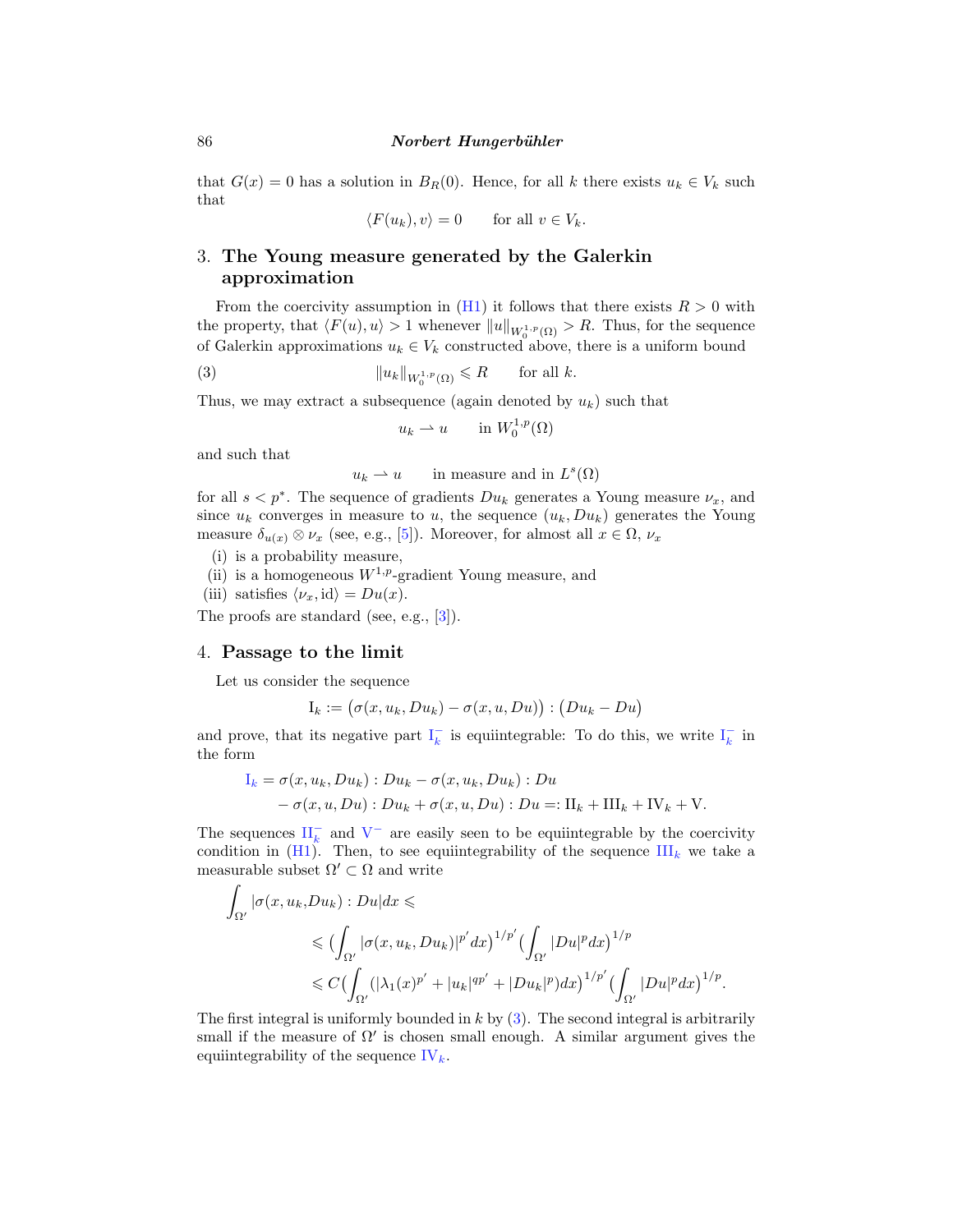that $G(x) = 0$ has a solution in $B_R(0)$. Hence, for all $k$ there exists $u_k \in V_k$ such that

$$\langle F(u_k), v\rangle = 0 \qquad \text{for all } v \in V_k.$$

## 3. The Young measure generated by the Galerkin approximation

From the coercivity assumption in (H1) it follows that there exists $R > 0$ with the property, that $\langle F(u), u\rangle > 1$ whenever $\|u\|_{W_0^{1,p}(\Omega)} > R$. Thus, for the sequence of Galerkin approximations $u_k \in V_k$ constructed above, there is a uniform bound

$$\|u_k\|_{W_0^{1,p}(\Omega)} \leqslant R \qquad \text{for all } k. \tag{3}$$

Thus, we may extract a subsequence (again denoted by $u_k$) such that

$$u_k \rightharpoonup u \qquad \text{in } W_0^{1,p}(\Omega)$$

and such that

$$u_k \rightharpoonup u \qquad \text{in measure and in } L^s(\Omega)$$

for all $s < p^*$. The sequence of gradients $Du_k$ generates a Young measure $\nu_x$, and since $u_k$ converges in measure to $u$, the sequence $(u_k, Du_k)$ generates the Young measure $\delta_{u(x)} \otimes \nu_x$ (see, e.g., [5]). Moreover, for almost all $x \in \Omega$, $\nu_x$

(i) is a probability measure,

(ii) is a homogeneous $W^{1,p}$-gradient Young measure, and

(iii) satisfies $\langle \nu_x, \mathrm{id}\rangle = Du(x)$.

The proofs are standard (see, e.g., [3]).

## 4. Passage to the limit

Let us consider the sequence

$$\mathrm{I}_k := \big(\sigma(x, u_k, Du_k) - \sigma(x, u, Du)\big) : \big(Du_k - Du\big)$$

and prove, that its negative part $\mathrm{I}_k^-$ is equiintegrable: To do this, we write $\mathrm{I}_k^-$ in the form

$$\begin{aligned}\mathrm{I}_k &= \sigma(x, u_k, Du_k) : Du_k - \sigma(x, u_k, Du_k) : Du \\ &\quad - \sigma(x, u, Du) : Du_k + \sigma(x, u, Du) : Du =: \mathrm{II}_k + \mathrm{III}_k + \mathrm{IV}_k + \mathrm{V}.\end{aligned}$$

The sequences $\mathrm{II}_k^-$ and $\mathrm{V}^-$ are easily seen to be equiintegrable by the coercivity condition in (H1). Then, to see equiintegrability of the sequence $\mathrm{III}_k$ we take a measurable subset $\Omega' \subset \Omega$ and write

$$\begin{aligned}\int_{\Omega'} &|\sigma(x, u_k, Du_k) : Du| dx \leqslant \\ &\leqslant \Big(\int_{\Omega'} |\sigma(x, u_k, Du_k)|^{p'} dx\Big)^{1/p'} \Big(\int_{\Omega'} |Du|^p dx\Big)^{1/p} \\ &\leqslant C\Big(\int_{\Omega'} (|\lambda_1(x)^{p'} + |u_k|^{qp'} + |Du_k|^p) dx\Big)^{1/p'} \Big(\int_{\Omega'} |Du|^p dx\Big)^{1/p}.\end{aligned}$$

The first integral is uniformly bounded in $k$ by (3). The second integral is arbitrarily small if the measure of $\Omega'$ is chosen small enough. A similar argument gives the equiintegrability of the sequence $\mathrm{IV}_k$.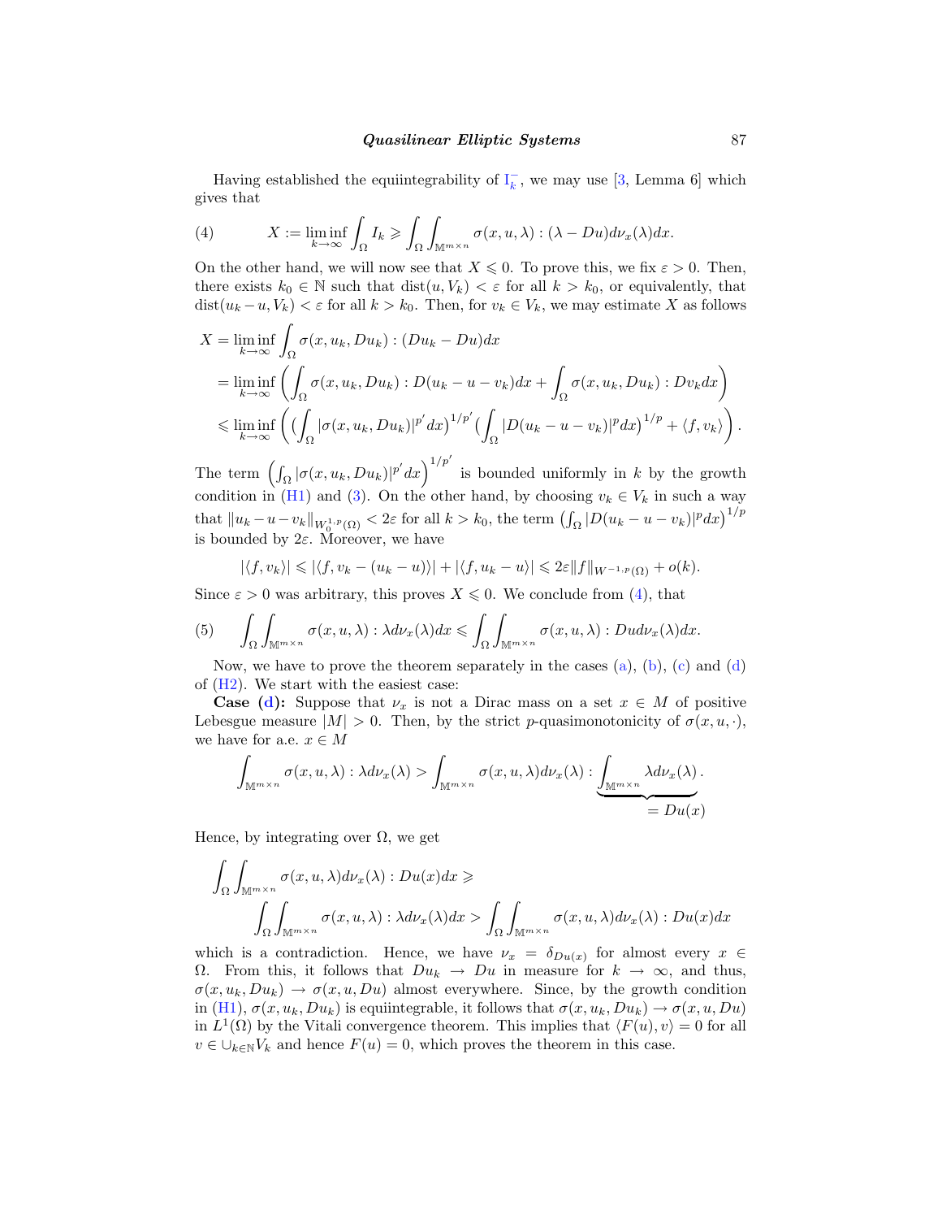Having established the equiintegrability of $\mathrm{I}_k^-$, we may use [3, Lemma 6] which gives that

$$X := \liminf_{k\to\infty} \int_\Omega I_k \geqslant \int_\Omega \int_{\mathbb{M}^{m\times n}} \sigma(x,u,\lambda) : (\lambda - Du) d\nu_x(\lambda) dx. \tag{4}$$

On the other hand, we will now see that $X \leqslant 0$. To prove this, we fix $\varepsilon > 0$. Then, there exists $k_0 \in \mathbb{N}$ such that $\operatorname{dist}(u, V_k) < \varepsilon$ for all $k > k_0$, or equivalently, that $\operatorname{dist}(u_k - u, V_k) < \varepsilon$ for all $k > k_0$. Then, for $v_k \in V_k$, we may estimate $X$ as follows

$$\begin{aligned}
X &= \liminf_{k\to\infty} \int_\Omega \sigma(x,u_k,Du_k) : (Du_k - Du) dx \\
&= \liminf_{k\to\infty} \left( \int_\Omega \sigma(x,u_k,Du_k) : D(u_k - u - v_k) dx + \int_\Omega \sigma(x,u_k,Du_k) : Dv_k dx \right) \\
&\leqslant \liminf_{k\to\infty} \left( \Big(\int_\Omega |\sigma(x,u_k,Du_k)|^{p'} dx\Big)^{1/p'} \Big(\int_\Omega |D(u_k - u - v_k)|^p dx\Big)^{1/p} + \langle f, v_k\rangle \right).
\end{aligned}$$

The term $\left(\int_\Omega |\sigma(x,u_k,Du_k)|^{p'} dx\right)^{1/p'}$ is bounded uniformly in $k$ by the growth condition in (H1) and (3). On the other hand, by choosing $v_k \in V_k$ in such a way that $\|u_k - u - v_k\|_{W_0^{1,p}(\Omega)} < 2\varepsilon$ for all $k > k_0$, the term $\left(\int_\Omega |D(u_k - u - v_k)|^p dx\right)^{1/p}$ is bounded by $2\varepsilon$. Moreover, we have

$$|\langle f, v_k\rangle| \leqslant |\langle f, v_k - (u_k - u)\rangle| + |\langle f, u_k - u\rangle| \leqslant 2\varepsilon \|f\|_{W^{-1,p}(\Omega)} + o(k).$$

Since $\varepsilon > 0$ was arbitrary, this proves $X \leqslant 0$. We conclude from (4), that

$$\int_\Omega \int_{\mathbb{M}^{m\times n}} \sigma(x,u,\lambda) : \lambda d\nu_x(\lambda) dx \leqslant \int_\Omega \int_{\mathbb{M}^{m\times n}} \sigma(x,u,\lambda) : Du d\nu_x(\lambda) dx. \tag{5}$$

Now, we have to prove the theorem separately in the cases (a), (b), (c) and (d) of (H2). We start with the easiest case:

**Case (d):** Suppose that $\nu_x$ is not a Dirac mass on a set $x \in M$ of positive Lebesgue measure $|M| > 0$. Then, by the strict $p$-quasimonotonicity of $\sigma(x,u,\cdot)$, we have for a.e. $x \in M$

$$\int_{\mathbb{M}^{m\times n}} \sigma(x,u,\lambda) : \lambda d\nu_x(\lambda) > \int_{\mathbb{M}^{m\times n}} \sigma(x,u,\lambda) d\nu_x(\lambda) : \underbrace{\int_{\mathbb{M}^{m\times n}} \lambda d\nu_x(\lambda)}_{= Du(x)}.$$

Hence, by integrating over $\Omega$, we get

$$\begin{aligned}
&\int_\Omega \int_{\mathbb{M}^{m\times n}} \sigma(x,u,\lambda) d\nu_x(\lambda) : Du(x) dx \geqslant \\
&\qquad \int_\Omega \int_{\mathbb{M}^{m\times n}} \sigma(x,u,\lambda) : \lambda d\nu_x(\lambda) dx > \int_\Omega \int_{\mathbb{M}^{m\times n}} \sigma(x,u,\lambda) d\nu_x(\lambda) : Du(x) dx
\end{aligned}$$

which is a contradiction. Hence, we have $\nu_x = \delta_{Du(x)}$ for almost every $x \in \Omega$. From this, it follows that $Du_k \to Du$ in measure for $k \to \infty$, and thus, $\sigma(x,u_k,Du_k) \to \sigma(x,u,Du)$ almost everywhere. Since, by the growth condition in (H1), $\sigma(x,u_k,Du_k)$ is equiintegrable, it follows that $\sigma(x,u_k,Du_k) \to \sigma(x,u,Du)$ in $L^1(\Omega)$ by the Vitali convergence theorem. This implies that $\langle F(u), v\rangle = 0$ for all $v \in \cup_{k\in\mathbb{N}} V_k$ and hence $F(u) = 0$, which proves the theorem in this case.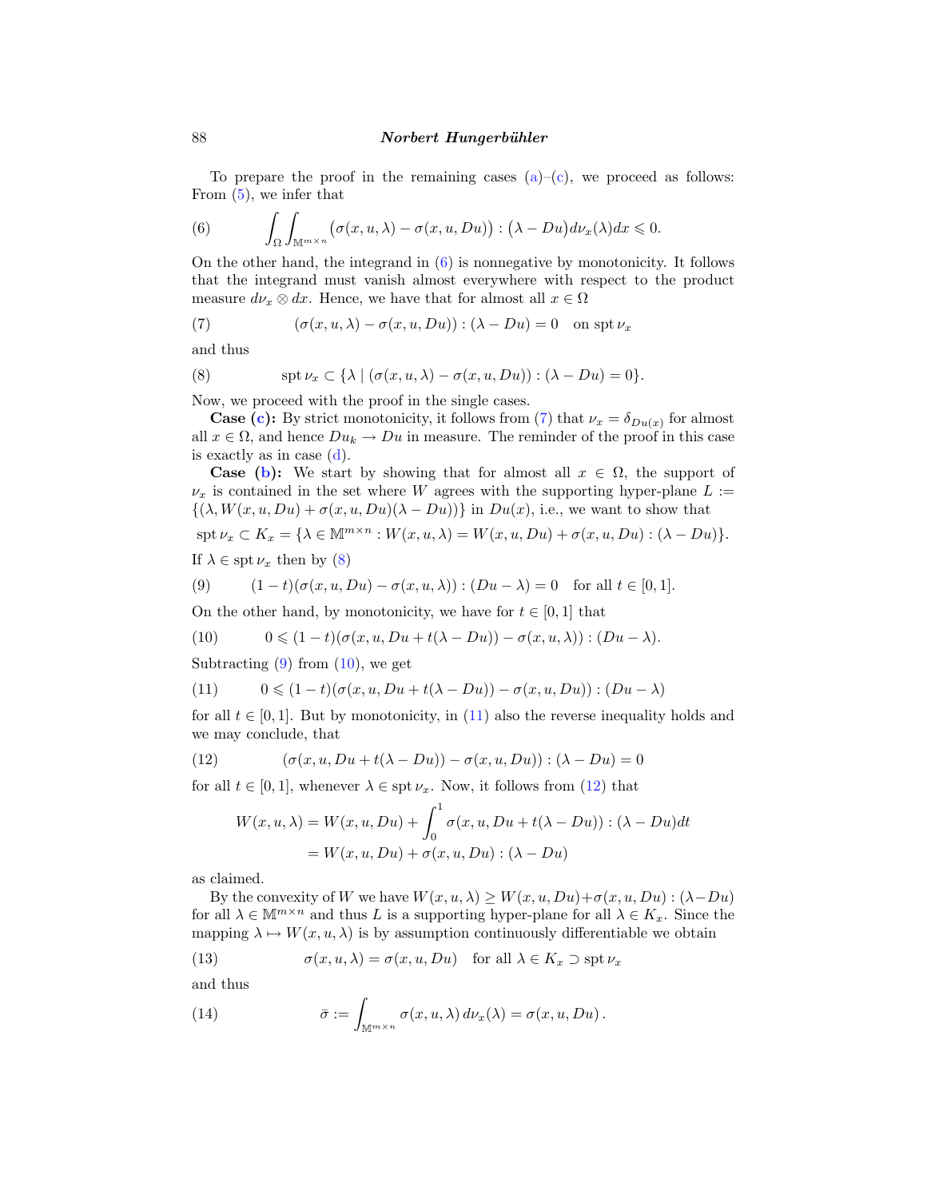To prepare the proof in the remaining cases (a)–(c), we proceed as follows: From (5), we infer that

$$\int_\Omega \int_{\mathbb{M}^{m\times n}} \big(\sigma(x,u,\lambda) - \sigma(x,u,Du)\big) : \big(\lambda - Du\big) d\nu_x(\lambda) dx \leqslant 0. \tag{6}$$

On the other hand, the integrand in (6) is nonnegative by monotonicity. It follows that the integrand must vanish almost everywhere with respect to the product measure $d\nu_x \otimes dx$. Hence, we have that for almost all $x \in \Omega$

$$(\sigma(x,u,\lambda) - \sigma(x,u,Du)) : (\lambda - Du) = 0 \quad \text{on } \operatorname{spt} \nu_x \tag{7}$$

and thus

$$\operatorname{spt} \nu_x \subset \{\lambda \mid (\sigma(x,u,\lambda) - \sigma(x,u,Du)) : (\lambda - Du) = 0\}. \tag{8}$$

Now, we proceed with the proof in the single cases.

**Case (c):** By strict monotonicity, it follows from (7) that $\nu_x = \delta_{Du(x)}$ for almost all $x \in \Omega$, and hence $Du_k \to Du$ in measure. The reminder of the proof in this case is exactly as in case (d).

**Case (b):** We start by showing that for almost all $x \in \Omega$, the support of $\nu_x$ is contained in the set where $W$ agrees with the supporting hyper-plane $L := \{(\lambda, W(x,u,Du) + \sigma(x,u,Du)(\lambda - Du))\}$ in $Du(x)$, i.e., we want to show that

$$\operatorname{spt} \nu_x \subset K_x = \{\lambda \in \mathbb{M}^{m\times n} : W(x,u,\lambda) = W(x,u,Du) + \sigma(x,u,Du) : (\lambda - Du)\}.$$

If $\lambda \in \operatorname{spt} \nu_x$ then by (8)

$$(1-t)(\sigma(x,u,Du) - \sigma(x,u,\lambda)) : (Du - \lambda) = 0 \quad \text{for all } t \in [0,1]. \tag{9}$$

On the other hand, by monotonicity, we have for $t \in [0,1]$ that

$$0 \leqslant (1-t)(\sigma(x,u,Du + t(\lambda - Du)) - \sigma(x,u,\lambda)) : (Du - \lambda). \tag{10}$$

Subtracting (9) from (10), we get

$$0 \leqslant (1-t)(\sigma(x,u,Du + t(\lambda - Du)) - \sigma(x,u,Du)) : (Du - \lambda) \tag{11}$$

for all $t \in [0,1]$. But by monotonicity, in (11) also the reverse inequality holds and we may conclude, that

$$(\sigma(x,u,Du + t(\lambda - Du)) - \sigma(x,u,Du)) : (\lambda - Du) = 0 \tag{12}$$

for all $t \in [0,1]$, whenever $\lambda \in \operatorname{spt} \nu_x$. Now, it follows from (12) that

$$\begin{aligned} W(x,u,\lambda) &= W(x,u,Du) + \int_0^1 \sigma(x,u,Du + t(\lambda - Du)) : (\lambda - Du) dt \\ &= W(x,u,Du) + \sigma(x,u,Du) : (\lambda - Du) \end{aligned}$$

as claimed.

By the convexity of $W$ we have $W(x,u,\lambda) \geq W(x,u,Du) + \sigma(x,u,Du) : (\lambda - Du)$ for all $\lambda \in \mathbb{M}^{m\times n}$ and thus $L$ is a supporting hyper-plane for all $\lambda \in K_x$. Since the mapping $\lambda \mapsto W(x,u,\lambda)$ is by assumption continuously differentiable we obtain

$$\sigma(x,u,\lambda) = \sigma(x,u,Du) \quad \text{for all } \lambda \in K_x \supset \operatorname{spt} \nu_x \tag{13}$$

and thus

$$\bar{\sigma} := \int_{\mathbb{M}^{m\times n}} \sigma(x,u,\lambda)\, d\nu_x(\lambda) = \sigma(x,u,Du)\,. \tag{14}$$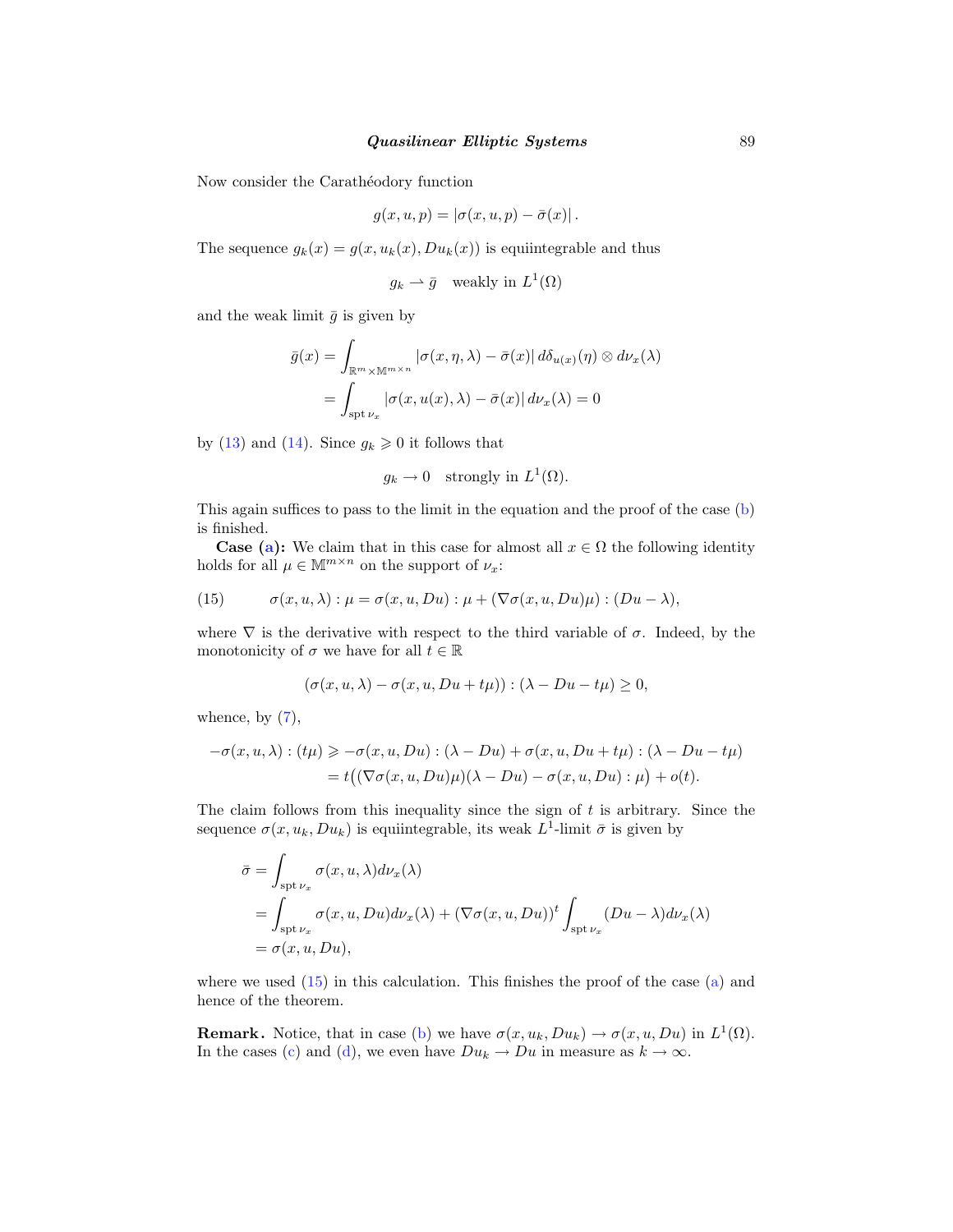Now consider the Carathéodory function

$$g(x, u, p) = |\sigma(x, u, p) - \bar{\sigma}(x)|.$$

The sequence $g_k(x) = g(x, u_k(x), Du_k(x))$ is equiintegrable and thus

$$g_k \rightharpoonup \bar{g} \quad \text{weakly in } L^1(\Omega)$$

and the weak limit $\bar{g}$ is given by

$$\begin{aligned}
\bar{g}(x) &= \int_{\mathbb{R}^m \times \mathbb{M}^{m\times n}} |\sigma(x, \eta, \lambda) - \bar{\sigma}(x)| \, d\delta_{u(x)}(\eta) \otimes d\nu_x(\lambda) \\
&= \int_{\operatorname{spt} \nu_x} |\sigma(x, u(x), \lambda) - \bar{\sigma}(x)| \, d\nu_x(\lambda) = 0
\end{aligned}$$

by (13) and (14). Since $g_k \geqslant 0$ it follows that

$$g_k \to 0 \quad \text{strongly in } L^1(\Omega).$$

This again suffices to pass to the limit in the equation and the proof of the case (b) is finished.

**Case (a):** We claim that in this case for almost all $x \in \Omega$ the following identity holds for all $\mu \in \mathbb{M}^{m\times n}$ on the support of $\nu_x$:

$$\sigma(x, u, \lambda) : \mu = \sigma(x, u, Du) : \mu + (\nabla\sigma(x, u, Du)\mu) : (Du - \lambda), \tag{15}$$

where $\nabla$ is the derivative with respect to the third variable of $\sigma$. Indeed, by the monotonicity of $\sigma$ we have for all $t \in \mathbb{R}$

$$(\sigma(x, u, \lambda) - \sigma(x, u, Du + t\mu)) : (\lambda - Du - t\mu) \geq 0,$$

whence, by (7),

$$\begin{aligned}
-\sigma(x, u, \lambda) : (t\mu) &\geqslant -\sigma(x, u, Du) : (\lambda - Du) + \sigma(x, u, Du + t\mu) : (\lambda - Du - t\mu) \\
&= t\big((\nabla\sigma(x, u, Du)\mu)(\lambda - Du) - \sigma(x, u, Du) : \mu\big) + o(t).
\end{aligned}$$

The claim follows from this inequality since the sign of $t$ is arbitrary. Since the sequence $\sigma(x, u_k, Du_k)$ is equiintegrable, its weak $L^1$-limit $\bar{\sigma}$ is given by

$$\begin{aligned}
\bar{\sigma} &= \int_{\operatorname{spt} \nu_x} \sigma(x, u, \lambda) d\nu_x(\lambda) \\
&= \int_{\operatorname{spt} \nu_x} \sigma(x, u, Du) d\nu_x(\lambda) + (\nabla\sigma(x, u, Du))^t \int_{\operatorname{spt} \nu_x} (Du - \lambda) d\nu_x(\lambda) \\
&= \sigma(x, u, Du),
\end{aligned}$$

where we used (15) in this calculation. This finishes the proof of the case (a) and hence of the theorem.

**Remark.** Notice, that in case (b) we have $\sigma(x, u_k, Du_k) \to \sigma(x, u, Du)$ in $L^1(\Omega)$. In the cases (c) and (d), we even have $Du_k \to Du$ in measure as $k \to \infty$.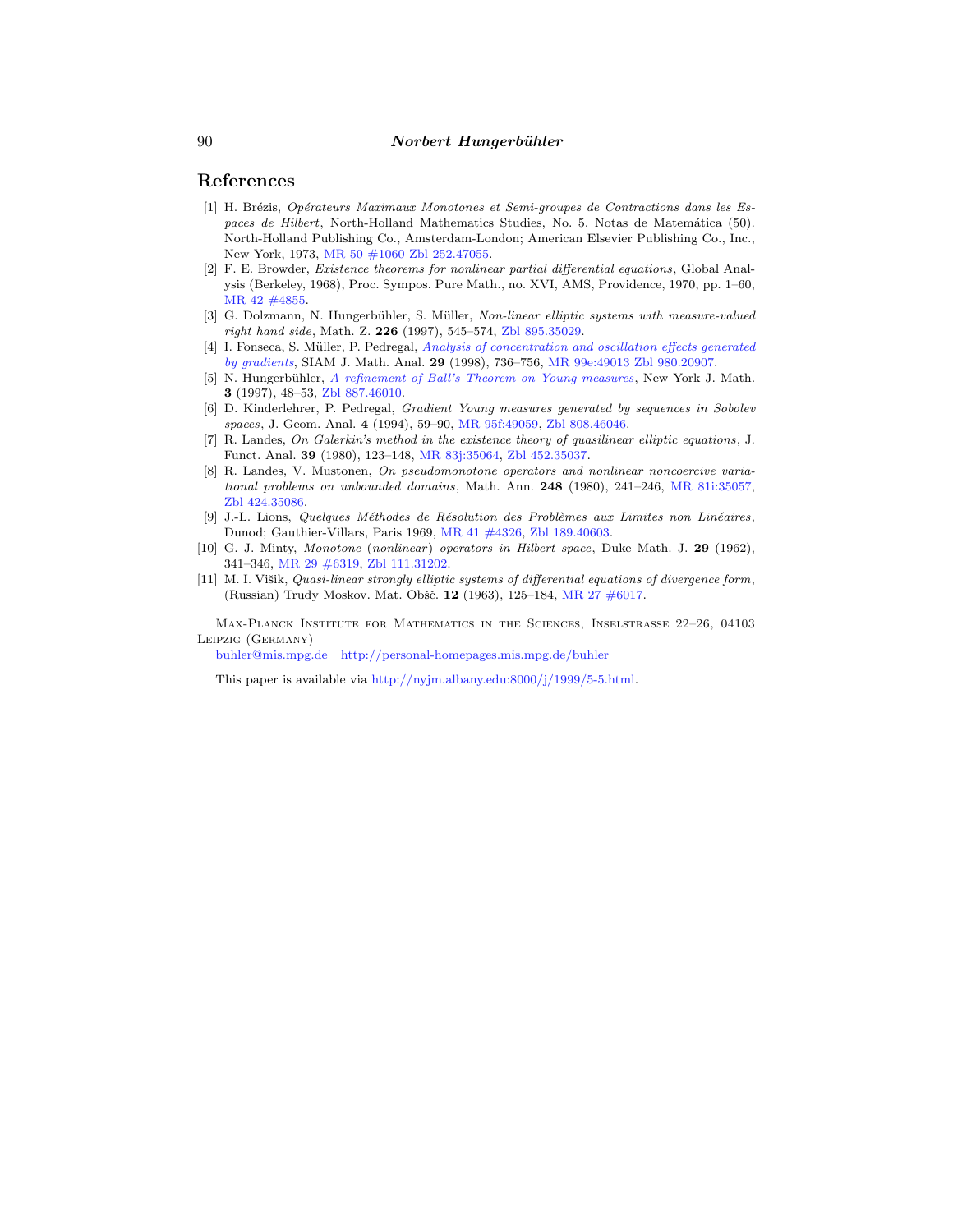## References

[1] H. Brézis, *Opérateurs Maximaux Monotones et Semi-groupes de Contractions dans les Espaces de Hilbert*, North-Holland Mathematics Studies, No. 5. Notas de Matemática (50). North-Holland Publishing Co., Amsterdam-London; American Elsevier Publishing Co., Inc., New York, 1973, MR 50 #1060 Zbl 252.47055.

[2] F. E. Browder, *Existence theorems for nonlinear partial differential equations*, Global Analysis (Berkeley, 1968), Proc. Sympos. Pure Math., no. XVI, AMS, Providence, 1970, pp. 1–60, MR 42 #4855.

[3] G. Dolzmann, N. Hungerbühler, S. Müller, *Non-linear elliptic systems with measure-valued right hand side*, Math. Z. **226** (1997), 545–574, Zbl 895.35029.

[4] I. Fonseca, S. Müller, P. Pedregal, *Analysis of concentration and oscillation effects generated by gradients*, SIAM J. Math. Anal. **29** (1998), 736–756, MR 99e:49013 Zbl 980.20907.

[5] N. Hungerbühler, *A refinement of Ball's Theorem on Young measures*, New York J. Math. **3** (1997), 48–53, Zbl 887.46010.

[6] D. Kinderlehrer, P. Pedregal, *Gradient Young measures generated by sequences in Sobolev spaces*, J. Geom. Anal. **4** (1994), 59–90, MR 95f:49059, Zbl 808.46046.

[7] R. Landes, *On Galerkin's method in the existence theory of quasilinear elliptic equations*, J. Funct. Anal. **39** (1980), 123–148, MR 83j:35064, Zbl 452.35037.

[8] R. Landes, V. Mustonen, *On pseudomonotone operators and nonlinear noncoercive variational problems on unbounded domains*, Math. Ann. **248** (1980), 241–246, MR 81i:35057, Zbl 424.35086.

[9] J.-L. Lions, *Quelques Méthodes de Résolution des Problèmes aux Limites non Linéaires*, Dunod; Gauthier-Villars, Paris 1969, MR 41 #4326, Zbl 189.40603.

[10] G. J. Minty, *Monotone (nonlinear) operators in Hilbert space*, Duke Math. J. **29** (1962), 341–346, MR 29 #6319, Zbl 111.31202.

[11] M. I. Višik, *Quasi-linear strongly elliptic systems of differential equations of divergence form*, (Russian) Trudy Moskov. Mat. Obšč. **12** (1963), 125–184, MR 27 #6017.

Max-Planck Institute for Mathematics in the Sciences, Inselstrasse 22–26, 04103 Leipzig (Germany)

buhler@mis.mpg.de http://personal-homepages.mis.mpg.de/buhler

This paper is available via http://nyjm.albany.edu:8000/j/1999/5-5.html.